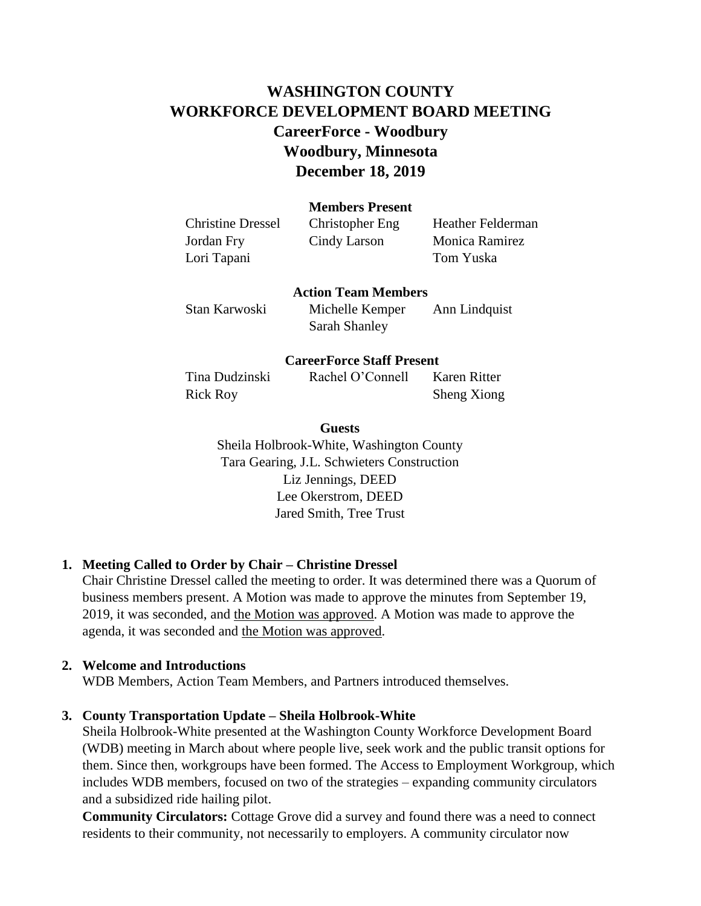# WASHINGTON COUNTY
# WORKFORCE DEVELOPMENT BOARD MEETING
## CareerForce - Woodbury
## Woodbury, Minnesota
## December 18, 2019

**Members Present**

| | | |
|---|---|---|
| Christine Dressel | Christopher Eng | Heather Felderman |
| Jordan Fry | Cindy Larson | Monica Ramirez |
| Lori Tapani | | Tom Yuska |

**Action Team Members**

| | | |
|---|---|---|
| Stan Karwoski | Michelle Kemper | Ann Lindquist |
| | Sarah Shanley | |

**CareerForce Staff Present**

| | | |
|---|---|---|
| Tina Dudzinski | Rachel O'Connell | Karen Ritter |
| Rick Roy | | Sheng Xiong |

**Guests**

Sheila Holbrook-White, Washington County
Tara Gearing, J.L. Schwieters Construction
Liz Jennings, DEED
Lee Okerstrom, DEED
Jared Smith, Tree Trust

**1. Meeting Called to Order by Chair – Christine Dressel**

Chair Christine Dressel called the meeting to order. It was determined there was a Quorum of business members present. A Motion was made to approve the minutes from September 19, 2019, it was seconded, and <u>the Motion was approved</u>. A Motion was made to approve the agenda, it was seconded and <u>the Motion was approved</u>.

**2. Welcome and Introductions**

WDB Members, Action Team Members, and Partners introduced themselves.

**3. County Transportation Update – Sheila Holbrook-White**

Sheila Holbrook-White presented at the Washington County Workforce Development Board (WDB) meeting in March about where people live, seek work and the public transit options for them. Since then, workgroups have been formed. The Access to Employment Workgroup, which includes WDB members, focused on two of the strategies – expanding community circulators and a subsidized ride hailing pilot.

**Community Circulators:** Cottage Grove did a survey and found there was a need to connect residents to their community, not necessarily to employers. A community circulator now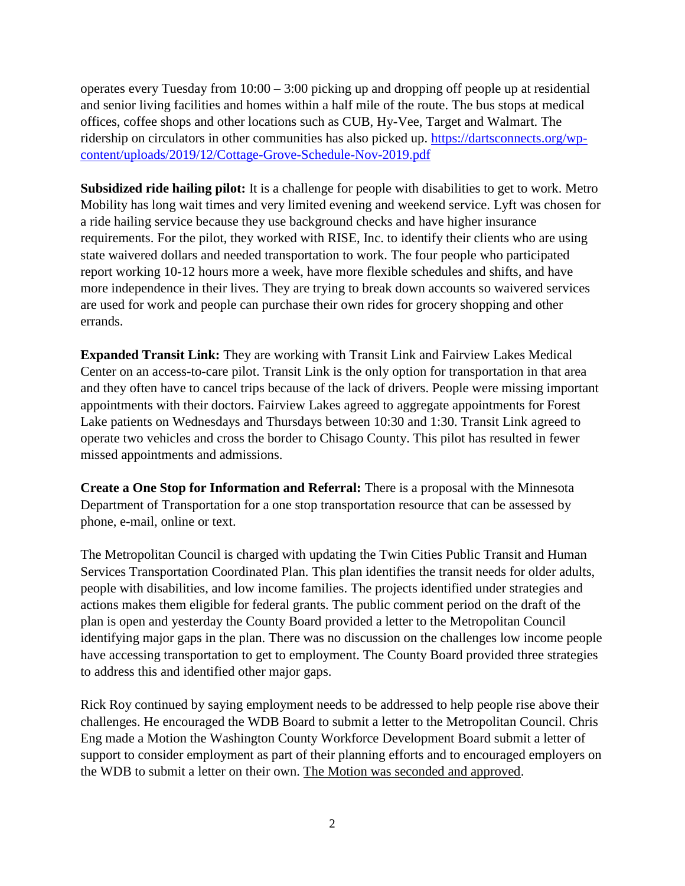operates every Tuesday from 10:00 – 3:00 picking up and dropping off people up at residential and senior living facilities and homes within a half mile of the route. The bus stops at medical offices, coffee shops and other locations such as CUB, Hy-Vee, Target and Walmart. The ridership on circulators in other communities has also picked up. [https://dartsconnects.org/wp-content/uploads/2019/12/Cottage-Grove-Schedule-Nov-2019.pdf](https://dartsconnects.org/wp-content/uploads/2019/12/Cottage-Grove-Schedule-Nov-2019.pdf)

**Subsidized ride hailing pilot:** It is a challenge for people with disabilities to get to work. Metro Mobility has long wait times and very limited evening and weekend service. Lyft was chosen for a ride hailing service because they use background checks and have higher insurance requirements. For the pilot, they worked with RISE, Inc. to identify their clients who are using state waivered dollars and needed transportation to work. The four people who participated report working 10-12 hours more a week, have more flexible schedules and shifts, and have more independence in their lives. They are trying to break down accounts so waivered services are used for work and people can purchase their own rides for grocery shopping and other errands.

**Expanded Transit Link:** They are working with Transit Link and Fairview Lakes Medical Center on an access-to-care pilot. Transit Link is the only option for transportation in that area and they often have to cancel trips because of the lack of drivers. People were missing important appointments with their doctors. Fairview Lakes agreed to aggregate appointments for Forest Lake patients on Wednesdays and Thursdays between 10:30 and 1:30. Transit Link agreed to operate two vehicles and cross the border to Chisago County. This pilot has resulted in fewer missed appointments and admissions.

**Create a One Stop for Information and Referral:** There is a proposal with the Minnesota Department of Transportation for a one stop transportation resource that can be assessed by phone, e-mail, online or text.

The Metropolitan Council is charged with updating the Twin Cities Public Transit and Human Services Transportation Coordinated Plan. This plan identifies the transit needs for older adults, people with disabilities, and low income families. The projects identified under strategies and actions makes them eligible for federal grants. The public comment period on the draft of the plan is open and yesterday the County Board provided a letter to the Metropolitan Council identifying major gaps in the plan. There was no discussion on the challenges low income people have accessing transportation to get to employment. The County Board provided three strategies to address this and identified other major gaps.

Rick Roy continued by saying employment needs to be addressed to help people rise above their challenges. He encouraged the WDB Board to submit a letter to the Metropolitan Council. Chris Eng made a Motion the Washington County Workforce Development Board submit a letter of support to consider employment as part of their planning efforts and to encouraged employers on the WDB to submit a letter on their own. <u>The Motion was seconded and approved</u>.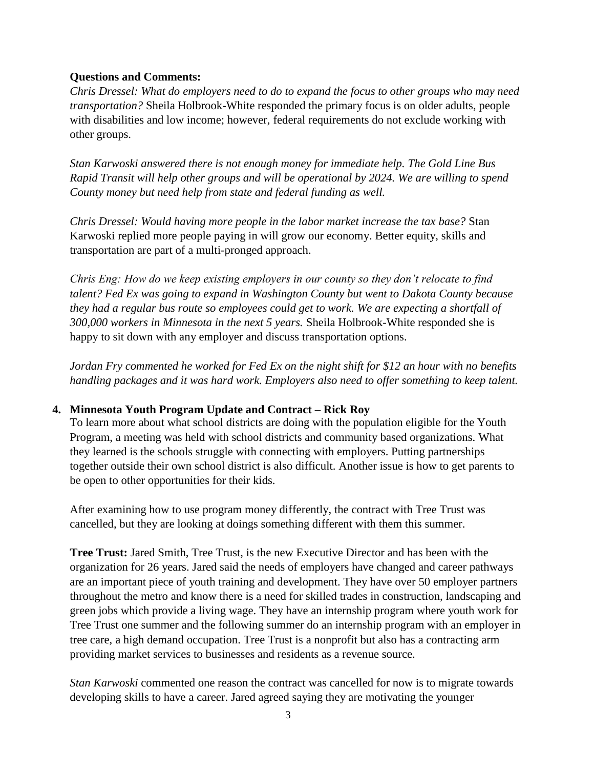**Questions and Comments:**

*Chris Dressel: What do employers need to do to expand the focus to other groups who may need transportation?* Sheila Holbrook-White responded the primary focus is on older adults, people with disabilities and low income; however, federal requirements do not exclude working with other groups.

*Stan Karwoski answered there is not enough money for immediate help. The Gold Line Bus Rapid Transit will help other groups and will be operational by 2024. We are willing to spend County money but need help from state and federal funding as well.*

*Chris Dressel: Would having more people in the labor market increase the tax base?* Stan Karwoski replied more people paying in will grow our economy. Better equity, skills and transportation are part of a multi-pronged approach.

*Chris Eng: How do we keep existing employers in our county so they don't relocate to find talent? Fed Ex was going to expand in Washington County but went to Dakota County because they had a regular bus route so employees could get to work. We are expecting a shortfall of 300,000 workers in Minnesota in the next 5 years.* Sheila Holbrook-White responded she is happy to sit down with any employer and discuss transportation options.

*Jordan Fry commented he worked for Fed Ex on the night shift for $12 an hour with no benefits handling packages and it was hard work. Employers also need to offer something to keep talent.*

4. **Minnesota Youth Program Update and Contract – Rick Roy**

To learn more about what school districts are doing with the population eligible for the Youth Program, a meeting was held with school districts and community based organizations. What they learned is the schools struggle with connecting with employers. Putting partnerships together outside their own school district is also difficult. Another issue is how to get parents to be open to other opportunities for their kids.

After examining how to use program money differently, the contract with Tree Trust was cancelled, but they are looking at doings something different with them this summer.

**Tree Trust:** Jared Smith, Tree Trust, is the new Executive Director and has been with the organization for 26 years. Jared said the needs of employers have changed and career pathways are an important piece of youth training and development. They have over 50 employer partners throughout the metro and know there is a need for skilled trades in construction, landscaping and green jobs which provide a living wage. They have an internship program where youth work for Tree Trust one summer and the following summer do an internship program with an employer in tree care, a high demand occupation. Tree Trust is a nonprofit but also has a contracting arm providing market services to businesses and residents as a revenue source.

*Stan Karwoski* commented one reason the contract was cancelled for now is to migrate towards developing skills to have a career. Jared agreed saying they are motivating the younger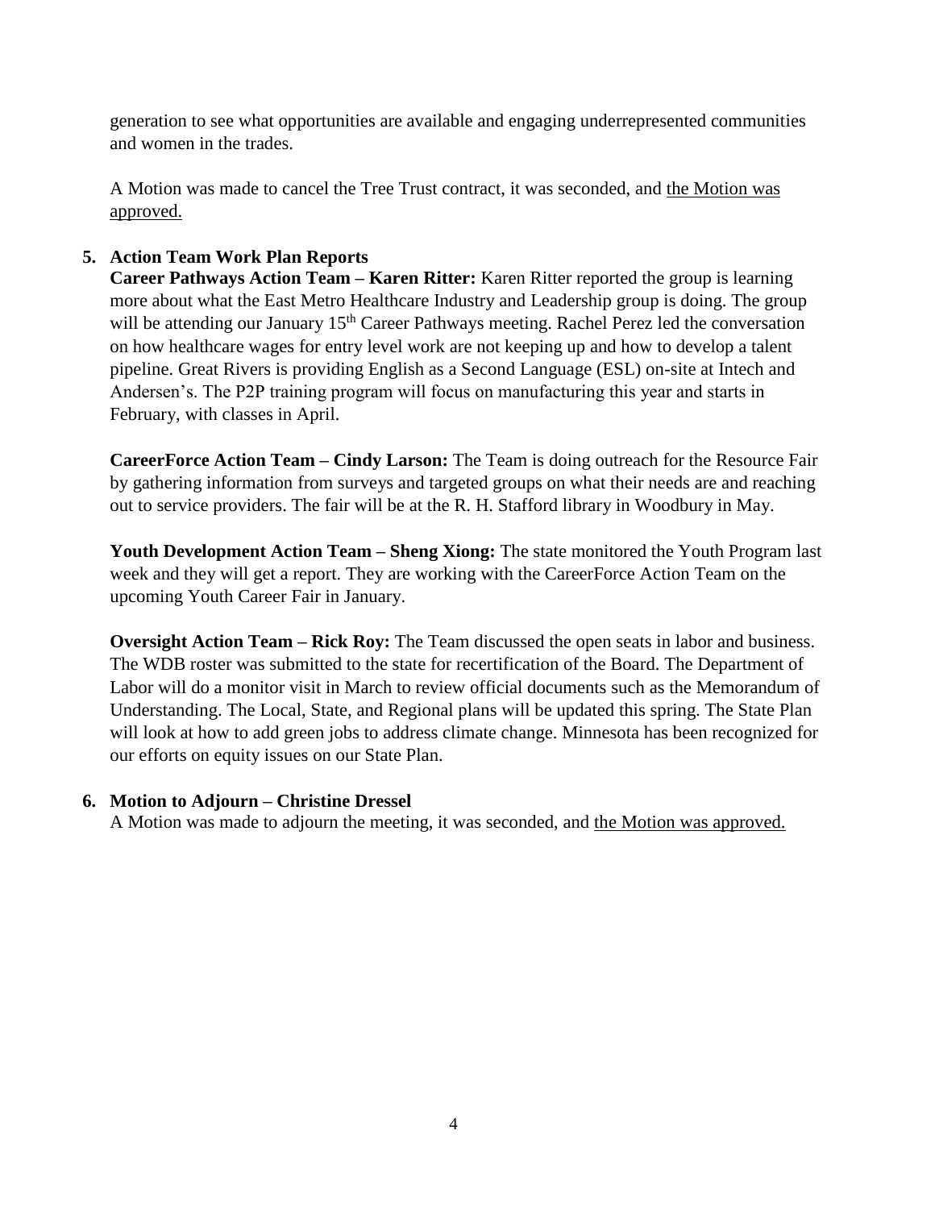generation to see what opportunities are available and engaging underrepresented communities and women in the trades.

A Motion was made to cancel the Tree Trust contract, it was seconded, and the Motion was approved.

**5. Action Team Work Plan Reports**

**Career Pathways Action Team – Karen Ritter:** Karen Ritter reported the group is learning more about what the East Metro Healthcare Industry and Leadership group is doing. The group will be attending our January 15th Career Pathways meeting. Rachel Perez led the conversation on how healthcare wages for entry level work are not keeping up and how to develop a talent pipeline. Great Rivers is providing English as a Second Language (ESL) on-site at Intech and Andersen's. The P2P training program will focus on manufacturing this year and starts in February, with classes in April.

**CareerForce Action Team – Cindy Larson:** The Team is doing outreach for the Resource Fair by gathering information from surveys and targeted groups on what their needs are and reaching out to service providers. The fair will be at the R. H. Stafford library in Woodbury in May.

**Youth Development Action Team – Sheng Xiong:** The state monitored the Youth Program last week and they will get a report. They are working with the CareerForce Action Team on the upcoming Youth Career Fair in January.

**Oversight Action Team – Rick Roy:** The Team discussed the open seats in labor and business. The WDB roster was submitted to the state for recertification of the Board. The Department of Labor will do a monitor visit in March to review official documents such as the Memorandum of Understanding. The Local, State, and Regional plans will be updated this spring. The State Plan will look at how to add green jobs to address climate change. Minnesota has been recognized for our efforts on equity issues on our State Plan.

**6. Motion to Adjourn – Christine Dressel**

A Motion was made to adjourn the meeting, it was seconded, and the Motion was approved.